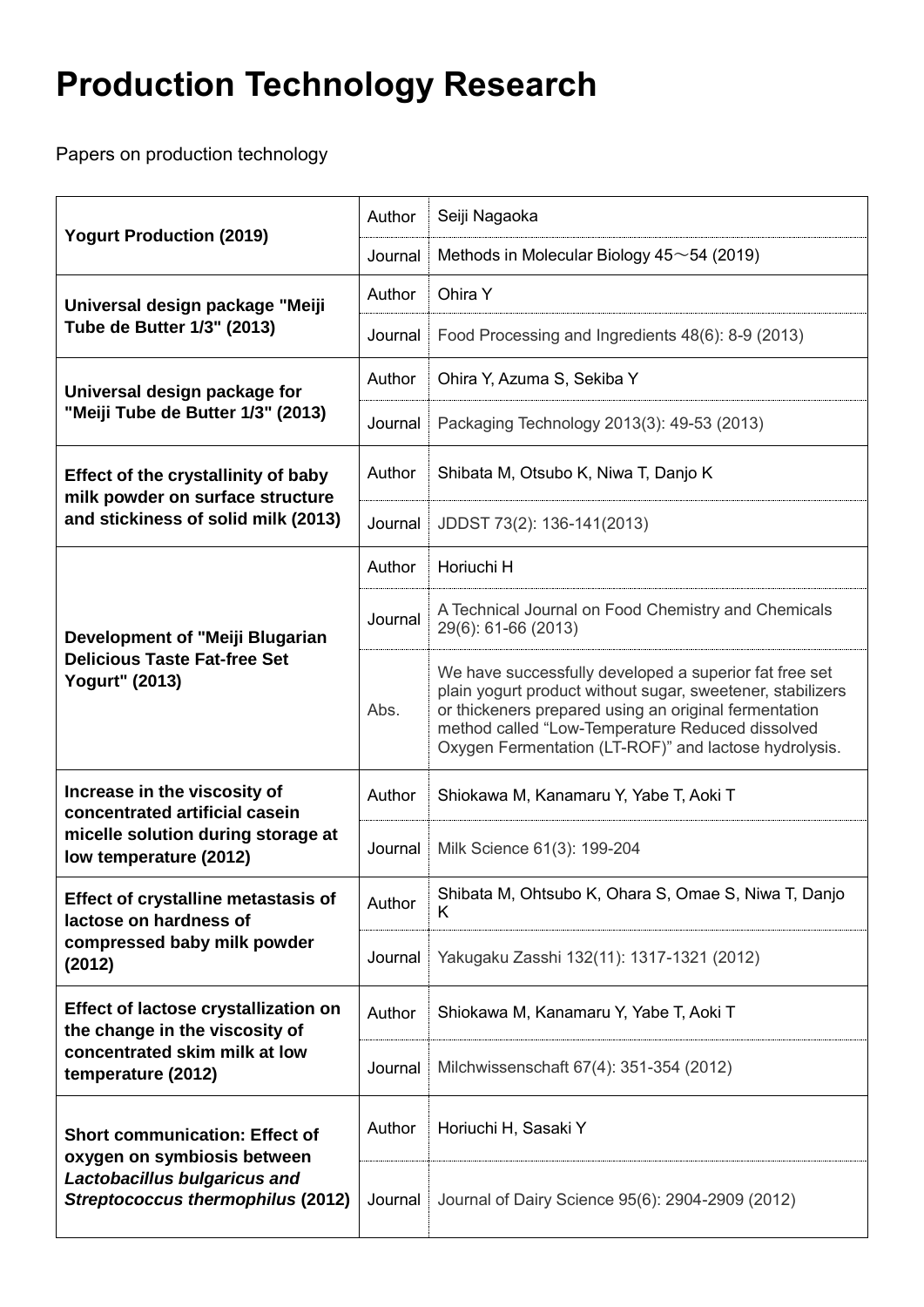# Production Technology Research

Papers on production technology

| Title | Field | Details |
|---|---|---|
| **Yogurt Production (2019)** | Author | Seiji Nagaoka |
| | Journal | Methods in Molecular Biology 45～54 (2019) |
| **Universal design package "Meiji Tube de Butter 1/3" (2013)** | Author | Ohira Y |
| | Journal | Food Processing and Ingredients 48(6): 8-9 (2013) |
| **Universal design package for "Meiji Tube de Butter 1/3" (2013)** | Author | Ohira Y, Azuma S, Sekiba Y |
| | Journal | Packaging Technology 2013(3): 49-53 (2013) |
| **Effect of the crystallinity of baby milk powder on surface structure and stickiness of solid milk (2013)** | Author | Shibata M, Otsubo K, Niwa T, Danjo K |
| | Journal | JDDST 73(2): 136-141(2013) |
| **Development of "Meiji Blugarian Delicious Taste Fat-free Set Yogurt" (2013)** | Author | Horiuchi H |
| | Journal | A Technical Journal on Food Chemistry and Chemicals 29(6): 61-66 (2013) |
| | Abs. | We have successfully developed a superior fat free set plain yogurt product without sugar, sweetener, stabilizers or thickeners prepared using an original fermentation method called "Low-Temperature Reduced dissolved Oxygen Fermentation (LT-ROF)" and lactose hydrolysis. |
| **Increase in the viscosity of concentrated artificial casein micelle solution during storage at low temperature (2012)** | Author | Shiokawa M, Kanamaru Y, Yabe T, Aoki T |
| | Journal | Milk Science 61(3): 199-204 |
| **Effect of crystalline metastasis of lactose on hardness of compressed baby milk powder (2012)** | Author | Shibata M, Ohtsubo K, Ohara S, Omae S, Niwa T, Danjo K |
| | Journal | Yakugaku Zasshi 132(11): 1317-1321 (2012) |
| **Effect of lactose crystallization on the change in the viscosity of concentrated skim milk at low temperature (2012)** | Author | Shiokawa M, Kanamaru Y, Yabe T, Aoki T |
| | Journal | Milchwissenschaft 67(4): 351-354 (2012) |
| **Short communication: Effect of oxygen on symbiosis between *Lactobacillus bulgaricus and Streptococcus thermophilus* (2012)** | Author | Horiuchi H, Sasaki Y |
| | Journal | Journal of Dairy Science 95(6): 2904-2909 (2012) |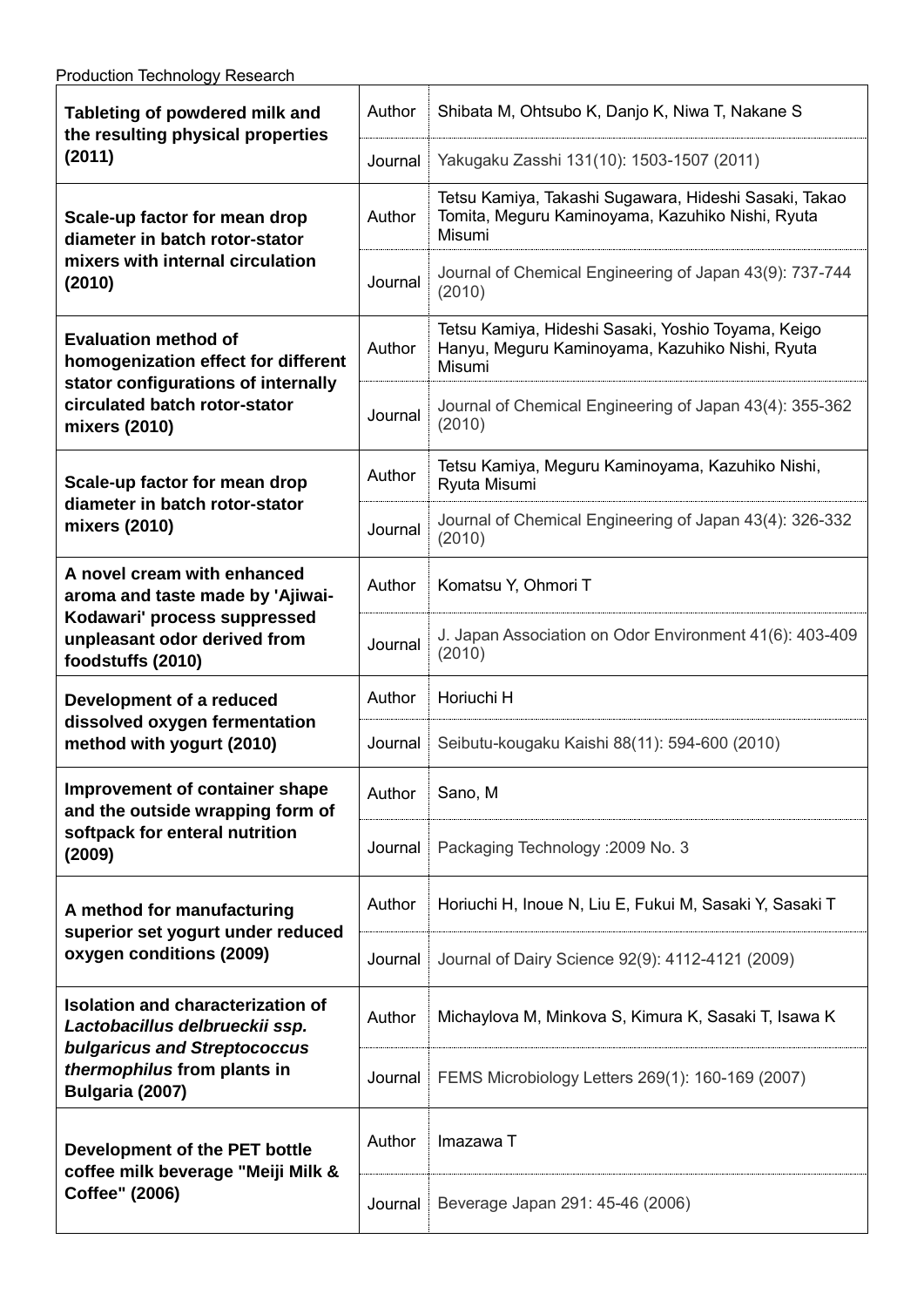Production Technology Research

| Title | | |
|---|---|---|
| **Tableting of powdered milk and the resulting physical properties (2011)** | Author | Shibata M, Ohtsubo K, Danjo K, Niwa T, Nakane S |
| | Journal | Yakugaku Zasshi 131(10): 1503-1507 (2011) |
| **Scale-up factor for mean drop diameter in batch rotor-stator mixers with internal circulation (2010)** | Author | Tetsu Kamiya, Takashi Sugawara, Hideshi Sasaki, Takao Tomita, Meguru Kaminoyama, Kazuhiko Nishi, Ryuta Misumi |
| | Journal | Journal of Chemical Engineering of Japan 43(9): 737-744 (2010) |
| **Evaluation method of homogenization effect for different stator configurations of internally circulated batch rotor-stator mixers (2010)** | Author | Tetsu Kamiya, Hideshi Sasaki, Yoshio Toyama, Keigo Hanyu, Meguru Kaminoyama, Kazuhiko Nishi, Ryuta Misumi |
| | Journal | Journal of Chemical Engineering of Japan 43(4): 355-362 (2010) |
| **Scale-up factor for mean drop diameter in batch rotor-stator mixers (2010)** | Author | Tetsu Kamiya, Meguru Kaminoyama, Kazuhiko Nishi, Ryuta Misumi |
| | Journal | Journal of Chemical Engineering of Japan 43(4): 326-332 (2010) |
| **A novel cream with enhanced aroma and taste made by 'Ajiwai-Kodawari' process suppressed unpleasant odor derived from foodstuffs (2010)** | Author | Komatsu Y, Ohmori T |
| | Journal | J. Japan Association on Odor Environment 41(6): 403-409 (2010) |
| **Development of a reduced dissolved oxygen fermentation method with yogurt (2010)** | Author | Horiuchi H |
| | Journal | Seibutu-kougaku Kaishi 88(11): 594-600 (2010) |
| **Improvement of container shape and the outside wrapping form of softpack for enteral nutrition (2009)** | Author | Sano, M |
| | Journal | Packaging Technology :2009 No. 3 |
| **A method for manufacturing superior set yogurt under reduced oxygen conditions (2009)** | Author | Horiuchi H, Inoue N, Liu E, Fukui M, Sasaki Y, Sasaki T |
| | Journal | Journal of Dairy Science 92(9): 4112-4121 (2009) |
| **Isolation and characterization of *Lactobacillus delbrueckii ssp. bulgaricus and Streptococcus thermophilus* from plants in Bulgaria (2007)** | Author | Michaylova M, Minkova S, Kimura K, Sasaki T, Isawa K |
| | Journal | FEMS Microbiology Letters 269(1): 160-169 (2007) |
| **Development of the PET bottle coffee milk beverage "Meiji Milk & Coffee" (2006)** | Author | Imazawa T |
| | Journal | Beverage Japan 291: 45-46 (2006) |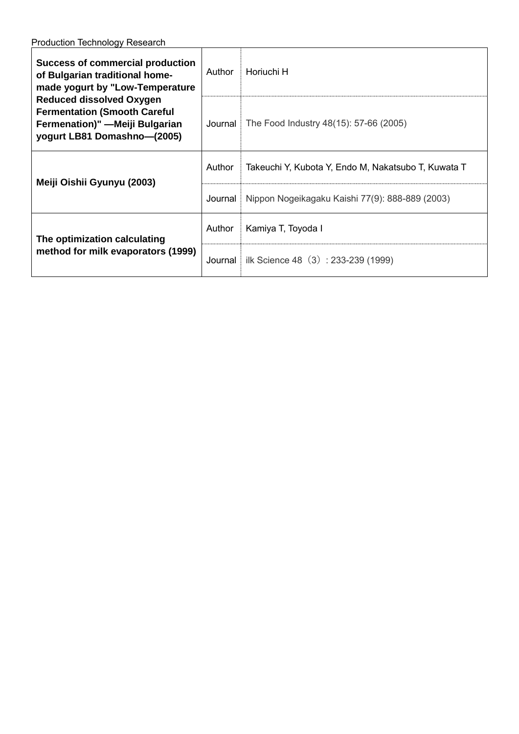Production Technology Research

| | | |
|---|---|---|
| **Success of commercial production of Bulgarian traditional home-made yogurt by "Low-Temperature Reduced dissolved Oxygen Fermentation (Smooth Careful Fermenation)" —Meiji Bulgarian yogurt LB81 Domashno—(2005)** | Author | Horiuchi H |
| | Journal | The Food Industry 48(15): 57-66 (2005) |
| **Meiji Oishii Gyunyu (2003)** | Author | Takeuchi Y, Kubota Y, Endo M, Nakatsubo T, Kuwata T |
| | Journal | Nippon Nogeikagaku Kaishi 77(9): 888-889 (2003) |
| **The optimization calculating method for milk evaporators (1999)** | Author | Kamiya T, Toyoda I |
| | Journal | ilk Science 48（3）: 233-239 (1999) |